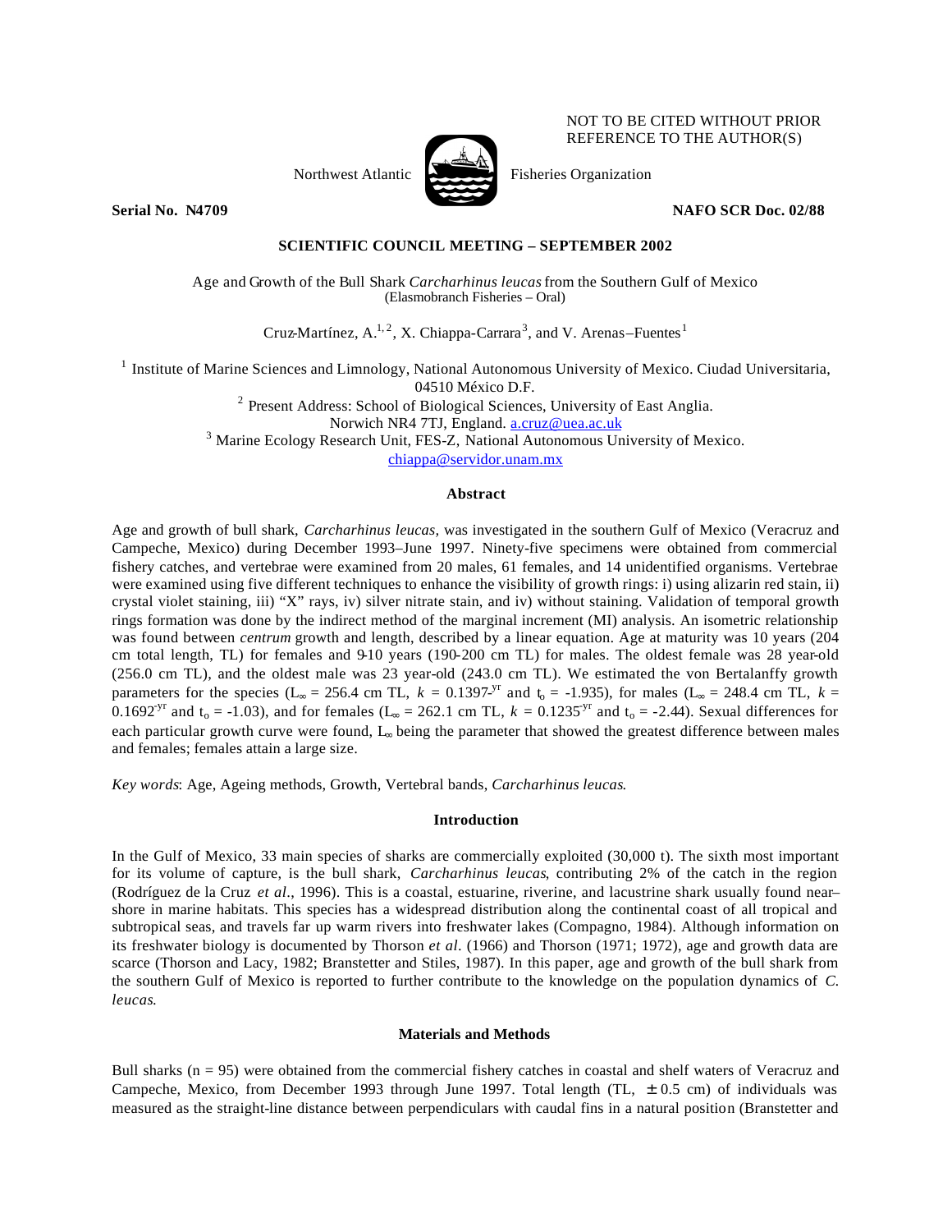NOT TO BE CITED WITHOUT PRIOR REFERENCE TO THE AUTHOR(S)

Northwest Atlantic Fisheries Organization

**Serial No. N4709** **NAFO SCR Doc. 02/88**

**SCIENTIFIC COUNCIL MEETING – SEPTEMBER 2002**

# Age and Growth of the Bull Shark *Carcharhinus leucas* from the Southern Gulf of Mexico

(Elasmobranch Fisheries – Oral)

Cruz-Martínez, A.[1, 2], X. Chiappa-Carrara[3], and V. Arenas–Fuentes[1]

[1] Institute of Marine Sciences and Limnology, National Autonomous University of Mexico. Ciudad Universitaria, 04510 México D.F.

[2] Present Address: School of Biological Sciences, University of East Anglia. Norwich NR4 7TJ, England. a.cruz@uea.ac.uk

[3] Marine Ecology Research Unit, FES-Z, National Autonomous University of Mexico. chiappa@servidor.unam.mx

## Abstract

Age and growth of bull shark, *Carcharhinus leucas*, was investigated in the southern Gulf of Mexico (Veracruz and Campeche, Mexico) during December 1993–June 1997. Ninety-five specimens were obtained from commercial fishery catches, and vertebrae were examined from 20 males, 61 females, and 14 unidentified organisms. Vertebrae were examined using five different techniques to enhance the visibility of growth rings: i) using alizarin red stain, ii) crystal violet staining, iii) "X" rays, iv) silver nitrate stain, and iv) without staining. Validation of temporal growth rings formation was done by the indirect method of the marginal increment (MI) analysis. An isometric relationship was found between *centrum* growth and length, described by a linear equation. Age at maturity was 10 years (204 cm total length, TL) for females and 9-10 years (190-200 cm TL) for males. The oldest female was 28 year-old (256.0 cm TL), and the oldest male was 23 year-old (243.0 cm TL). We estimated the von Bertalanffy growth parameters for the species ($L_\infty$ = 256.4 cm TL, $k$ = 0.1397$^{-yr}$ and $t_o$ = -1.935), for males ($L_\infty$ = 248.4 cm TL, $k$ = 0.1692$^{-yr}$ and $t_o$ = -1.03), and for females ($L_\infty$ = 262.1 cm TL, $k$ = 0.1235$^{-yr}$ and $t_o$ = -2.44). Sexual differences for each particular growth curve were found, $L_\infty$ being the parameter that showed the greatest difference between males and females; females attain a large size.

*Key words*: Age, Ageing methods, Growth, Vertebral bands, *Carcharhinus leucas*.

## Introduction

In the Gulf of Mexico, 33 main species of sharks are commercially exploited (30,000 t). The sixth most important for its volume of capture, is the bull shark, *Carcharhinus leucas*, contributing 2% of the catch in the region (Rodríguez de la Cruz *et al*., 1996). This is a coastal, estuarine, riverine, and lacustrine shark usually found near–shore in marine habitats. This species has a widespread distribution along the continental coast of all tropical and subtropical seas, and travels far up warm rivers into freshwater lakes (Compagno, 1984). Although information on its freshwater biology is documented by Thorson *et al*. (1966) and Thorson (1971; 1972), age and growth data are scarce (Thorson and Lacy, 1982; Branstetter and Stiles, 1987). In this paper, age and growth of the bull shark from the southern Gulf of Mexico is reported to further contribute to the knowledge on the population dynamics of *C. leucas*.

## Materials and Methods

Bull sharks (n = 95) were obtained from the commercial fishery catches in coastal and shelf waters of Veracruz and Campeche, Mexico, from December 1993 through June 1997. Total length (TL, ± 0.5 cm) of individuals was measured as the straight-line distance between perpendiculars with caudal fins in a natural position (Branstetter and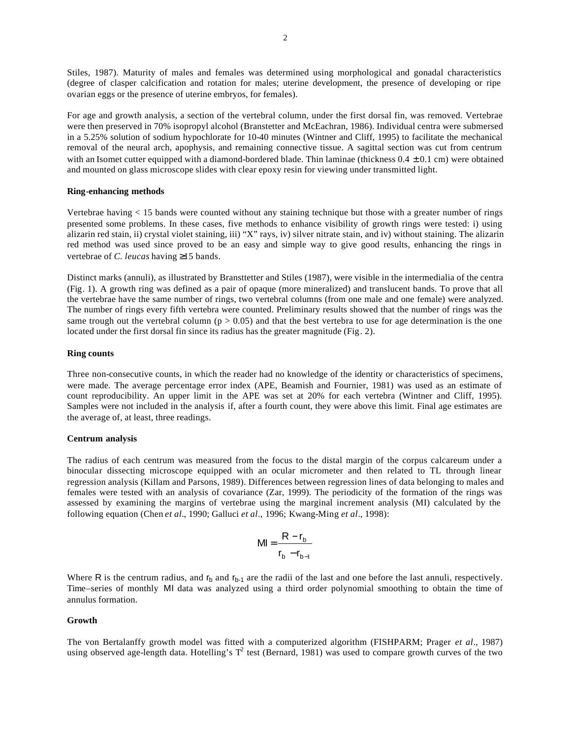Stiles, 1987). Maturity of males and females was determined using morphological and gonadal characteristics (degree of clasper calcification and rotation for males; uterine development, the presence of developing or ripe ovarian eggs or the presence of uterine embryos, for females).

For age and growth analysis, a section of the vertebral column, under the first dorsal fin, was removed. Vertebrae were then preserved in 70% isopropyl alcohol (Branstetter and McEachran, 1986). Individual centra were submersed in a 5.25% solution of sodium hypochlorate for 10-40 minutes (Wintner and Cliff, 1995) to facilitate the mechanical removal of the neural arch, apophysis, and remaining connective tissue. A sagittal section was cut from centrum with an Isomet cutter equipped with a diamond-bordered blade. Thin laminae (thickness 0.4 ± 0.1 cm) were obtained and mounted on glass microscope slides with clear epoxy resin for viewing under transmitted light.

**Ring-enhancing methods**

Vertebrae having < 15 bands were counted without any staining technique but those with a greater number of rings presented some problems. In these cases, five methods to enhance visibility of growth rings were tested: i) using alizarin red stain, ii) crystal violet staining, iii) "X" rays, iv) silver nitrate stain, and iv) without staining. The alizarin red method was used since proved to be an easy and simple way to give good results, enhancing the rings in vertebrae of *C. leucas* having ≥15 bands.

Distinct marks (annuli), as illustrated by Bransttetter and Stiles (1987), were visible in the intermedialia of the centra (Fig. 1). A growth ring was defined as a pair of opaque (more mineralized) and translucent bands. To prove that all the vertebrae have the same number of rings, two vertebral columns (from one male and one female) were analyzed. The number of rings every fifth vertebra were counted. Preliminary results showed that the number of rings was the same trough out the vertebral column ($p > 0.05$) and that the best vertebra to use for age determination is the one located under the first dorsal fin since its radius has the greater magnitude (Fig. 2).

**Ring counts**

Three non-consecutive counts, in which the reader had no knowledge of the identity or characteristics of specimens, were made. The average percentage error index (APE, Beamish and Fournier, 1981) was used as an estimate of count reproducibility. An upper limit in the APE was set at 20% for each vertebra (Wintner and Cliff, 1995). Samples were not included in the analysis if, after a fourth count, they were above this limit. Final age estimates are the average of, at least, three readings.

**Centrum analysis**

The radius of each centrum was measured from the focus to the distal margin of the corpus calcareum under a binocular dissecting microscope equipped with an ocular micrometer and then related to TL through linear regression analysis (Killam and Parsons, 1989). Differences between regression lines of data belonging to males and females were tested with an analysis of covariance (Zar, 1999). The periodicity of the formation of the rings was assessed by examining the margins of vertebrae using the marginal increment analysis (MI) calculated by the following equation (Chen *et al*., 1990; Galluci *et al*., 1996; Kwang-Ming *et al*., 1998):

$$MI = \frac{R - r_b}{r_b - r_{b-1}}$$

Where R is the centrum radius, and $r_b$ and $r_{b-1}$ are the radii of the last and one before the last annuli, respectively. Time–series of monthly MI data was analyzed using a third order polynomial smoothing to obtain the time of annulus formation.

**Growth**

The von Bertalanffy growth model was fitted with a computerized algorithm (FISHPARM; Prager *et al*., 1987) using observed age-length data. Hotelling's $T^2$ test (Bernard, 1981) was used to compare growth curves of the two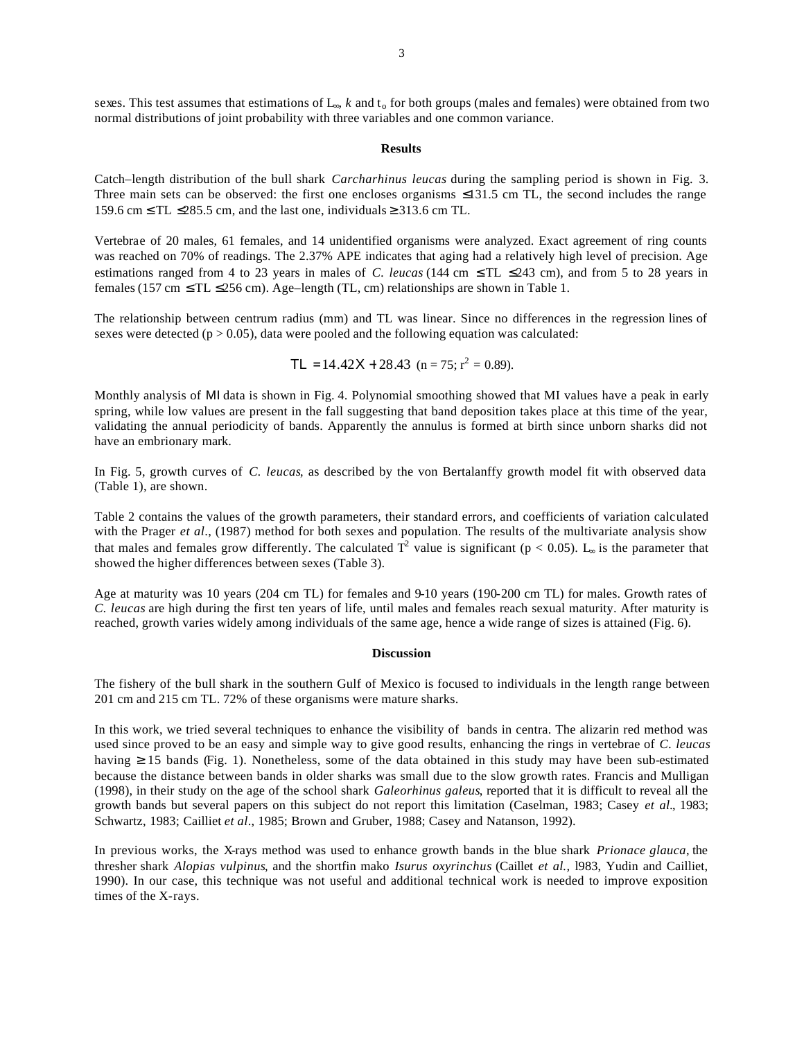sexes. This test assumes that estimations of $L_\infty$, $k$ and $t_o$ for both groups (males and females) were obtained from two normal distributions of joint probability with three variables and one common variance.

## Results

Catch–length distribution of the bull shark *Carcharhinus leucas* during the sampling period is shown in Fig. 3. Three main sets can be observed: the first one encloses organisms ≤131.5 cm TL, the second includes the range 159.6 cm ≤ TL ≤285.5 cm, and the last one, individuals ≥313.6 cm TL.

Vertebrae of 20 males, 61 females, and 14 unidentified organisms were analyzed. Exact agreement of ring counts was reached on 70% of readings. The 2.37% APE indicates that aging had a relatively high level of precision. Age estimations ranged from 4 to 23 years in males of *C. leucas* (144 cm ≤ TL ≤243 cm), and from 5 to 28 years in females (157 cm ≤ TL ≤256 cm). Age–length (TL, cm) relationships are shown in Table 1.

The relationship between centrum radius (mm) and TL was linear. Since no differences in the regression lines of sexes were detected ($p > 0.05$), data were pooled and the following equation was calculated:

$$TL = 14.42X + 28.43 \quad (n = 75;\ r^2 = 0.89).$$

Monthly analysis of MI data is shown in Fig. 4. Polynomial smoothing showed that MI values have a peak in early spring, while low values are present in the fall suggesting that band deposition takes place at this time of the year, validating the annual periodicity of bands. Apparently the annulus is formed at birth since unborn sharks did not have an embrionary mark.

In Fig. 5, growth curves of *C. leucas*, as described by the von Bertalanffy growth model fit with observed data (Table 1), are shown.

Table 2 contains the values of the growth parameters, their standard errors, and coefficients of variation calculated with the Prager *et al*., (1987) method for both sexes and population. The results of the multivariate analysis show that males and females grow differently. The calculated $T^2$ value is significant ($p < 0.05$). $L_\infty$ is the parameter that showed the higher differences between sexes (Table 3).

Age at maturity was 10 years (204 cm TL) for females and 9-10 years (190-200 cm TL) for males. Growth rates of *C. leucas* are high during the first ten years of life, until males and females reach sexual maturity. After maturity is reached, growth varies widely among individuals of the same age, hence a wide range of sizes is attained (Fig. 6).

## Discussion

The fishery of the bull shark in the southern Gulf of Mexico is focused to individuals in the length range between 201 cm and 215 cm TL. 72% of these organisms were mature sharks.

In this work, we tried several techniques to enhance the visibility of bands in centra. The alizarin red method was used since proved to be an easy and simple way to give good results, enhancing the rings in vertebrae of *C. leucas* having ≥ 15 bands (Fig. 1). Nonetheless, some of the data obtained in this study may have been sub-estimated because the distance between bands in older sharks was small due to the slow growth rates. Francis and Mulligan (1998), in their study on the age of the school shark *Galeorhinus galeus*, reported that it is difficult to reveal all the growth bands but several papers on this subject do not report this limitation (Caselman, 1983; Casey *et al*., 1983; Schwartz, 1983; Cailliet *et al*., 1985; Brown and Gruber, 1988; Casey and Natanson, 1992).

In previous works, the X-rays method was used to enhance growth bands in the blue shark *Prionace glauca*, the thresher shark *Alopias vulpinus*, and the shortfin mako *Isurus oxyrinchus* (Caillet *et al.,* l983, Yudin and Cailliet, 1990). In our case, this technique was not useful and additional technical work is needed to improve exposition times of the X-rays.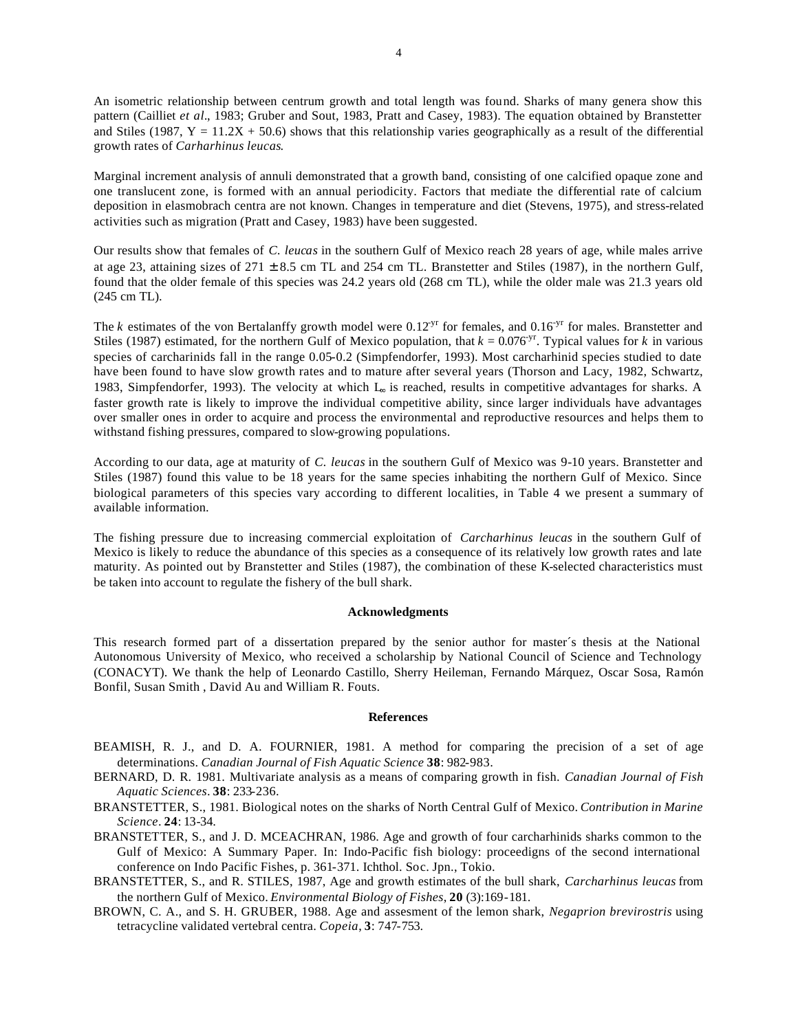An isometric relationship between centrum growth and total length was found. Sharks of many genera show this pattern (Cailliet *et al*., 1983; Gruber and Sout, 1983, Pratt and Casey, 1983). The equation obtained by Branstetter and Stiles (1987, Y = 11.2X + 50.6) shows that this relationship varies geographically as a result of the differential growth rates of *Carharhinus leucas*.

Marginal increment analysis of annuli demonstrated that a growth band, consisting of one calcified opaque zone and one translucent zone, is formed with an annual periodicity. Factors that mediate the differential rate of calcium deposition in elasmobrach centra are not known. Changes in temperature and diet (Stevens, 1975), and stress-related activities such as migration (Pratt and Casey, 1983) have been suggested.

Our results show that females of *C. leucas* in the southern Gulf of Mexico reach 28 years of age, while males arrive at age 23, attaining sizes of $271 \pm 8.5$ cm TL and 254 cm TL. Branstetter and Stiles (1987), in the northern Gulf, found that the older female of this species was 24.2 years old (268 cm TL), while the older male was 21.3 years old (245 cm TL).

The *k* estimates of the von Bertalanffy growth model were $0.12^{-yr}$ for females, and $0.16^{-yr}$ for males. Branstetter and Stiles (1987) estimated, for the northern Gulf of Mexico population, that $k = 0.076^{-yr}$. Typical values for *k* in various species of carcharinids fall in the range 0.05-0.2 (Simpfendorfer, 1993). Most carcharhinid species studied to date have been found to have slow growth rates and to mature after several years (Thorson and Lacy, 1982, Schwartz, 1983, Simpfendorfer, 1993). The velocity at which $L_\infty$ is reached, results in competitive advantages for sharks. A faster growth rate is likely to improve the individual competitive ability, since larger individuals have advantages over smaller ones in order to acquire and process the environmental and reproductive resources and helps them to withstand fishing pressures, compared to slow-growing populations.

According to our data, age at maturity of *C. leucas* in the southern Gulf of Mexico was 9-10 years. Branstetter and Stiles (1987) found this value to be 18 years for the same species inhabiting the northern Gulf of Mexico. Since biological parameters of this species vary according to different localities, in Table 4 we present a summary of available information.

The fishing pressure due to increasing commercial exploitation of *Carcharhinus leucas* in the southern Gulf of Mexico is likely to reduce the abundance of this species as a consequence of its relatively low growth rates and late maturity. As pointed out by Branstetter and Stiles (1987), the combination of these K-selected characteristics must be taken into account to regulate the fishery of the bull shark.

## Acknowledgments

This research formed part of a dissertation prepared by the senior author for master´s thesis at the National Autonomous University of Mexico, who received a scholarship by National Council of Science and Technology (CONACYT). We thank the help of Leonardo Castillo, Sherry Heileman, Fernando Márquez, Oscar Sosa, Ramón Bonfil, Susan Smith , David Au and William R. Fouts.

## References

BEAMISH, R. J., and D. A. FOURNIER, 1981. A method for comparing the precision of a set of age determinations. *Canadian Journal of Fish Aquatic Science* **38**: 982-983.

BERNARD, D. R. 1981. Multivariate analysis as a means of comparing growth in fish. *Canadian Journal of Fish Aquatic Sciences*. **38**: 233-236.

BRANSTETTER, S., 1981. Biological notes on the sharks of North Central Gulf of Mexico. *Contribution in Marine Science*. **24**: 13-34.

BRANSTETTER, S., and J. D. MCEACHRAN, 1986. Age and growth of four carcharhinids sharks common to the Gulf of Mexico: A Summary Paper. In: Indo-Pacific fish biology: proceedigns of the second international conference on Indo Pacific Fishes, p. 361-371. Ichthol. Soc. Jpn., Tokio.

BRANSTETTER, S., and R. STILES, 1987, Age and growth estimates of the bull shark, *Carcharhinus leucas* from the northern Gulf of Mexico. *Environmental Biology of Fishes*, **20** (3):169-181.

BROWN, C. A., and S. H. GRUBER, 1988. Age and assesment of the lemon shark, *Negaprion brevirostris* using tetracycline validated vertebral centra. *Copeia*, **3**: 747-753.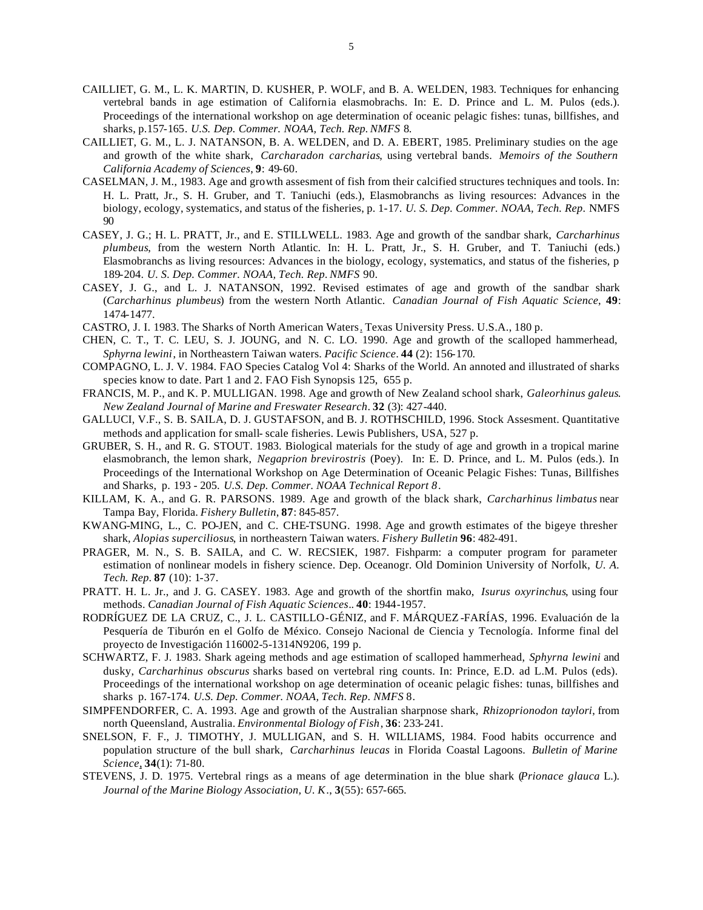CAILLIET, G. M., L. K. MARTIN, D. KUSHER, P. WOLF, and B. A. WELDEN, 1983. Techniques for enhancing vertebral bands in age estimation of California elasmobrachs. In: E. D. Prince and L. M. Pulos (eds.). Proceedings of the international workshop on age determination of oceanic pelagic fishes: tunas, billfishes, and sharks, p.157-165. *U.S. Dep. Commer. NOAA, Tech. Rep. NMFS* 8.

CAILLIET, G. M., L. J. NATANSON, B. A. WELDEN, and D. A. EBERT, 1985. Preliminary studies on the age and growth of the white shark, *Carcharadon carcharias*, using vertebral bands. *Memoirs of the Southern California Academy of Sciences*, **9**: 49-60.

CASELMAN, J. M., 1983. Age and growth assesment of fish from their calcified structures techniques and tools. In: H. L. Pratt, Jr., S. H. Gruber, and T. Taniuchi (eds.), Elasmobranchs as living resources: Advances in the biology, ecology, systematics, and status of the fisheries, p. 1-17. *U. S. Dep. Commer. NOAA, Tech. Rep.* NMFS 90

CASEY, J. G.; H. L. PRATT, Jr., and E. STILLWELL. 1983. Age and growth of the sandbar shark, *Carcharhinus plumbeus*, from the western North Atlantic. In: H. L. Pratt, Jr., S. H. Gruber, and T. Taniuchi (eds.) Elasmobranchs as living resources: Advances in the biology, ecology, systematics, and status of the fisheries, p 189-204. *U. S. Dep. Commer. NOAA, Tech. Rep. NMFS* 90.

CASEY, J. G., and L. J. NATANSON, 1992. Revised estimates of age and growth of the sandbar shark (*Carcharhinus plumbeus*) from the western North Atlantic. *Canadian Journal of Fish Aquatic Science*, **49**: 1474-1477.

CASTRO, J. I. 1983. The Sharks of North American Waters. Texas University Press. U.S.A., 180 p.

CHEN, C. T., T. C. LEU, S. J. JOUNG, and N. C. LO. 1990. Age and growth of the scalloped hammerhead, *Sphyrna lewini*, in Northeastern Taiwan waters. *Pacific Science*. **44** (2): 156-170.

COMPAGNO, L. J. V. 1984. FAO Species Catalog Vol 4: Sharks of the World. An annoted and illustrated of sharks species know to date. Part 1 and 2. FAO Fish Synopsis 125, 655 p.

FRANCIS, M. P., and K. P. MULLIGAN. 1998. Age and growth of New Zealand school shark, *Galeorhinus galeus*. *New Zealand Journal of Marine and Freswater Research*. **32** (3): 427-440.

GALLUCI, V.F., S. B. SAILA, D. J. GUSTAFSON, and B. J. ROTHSCHILD, 1996. Stock Assesment. Quantitative methods and application for small- scale fisheries. Lewis Publishers, USA, 527 p.

GRUBER, S. H., and R. G. STOUT. 1983. Biological materials for the study of age and growth in a tropical marine elasmobranch, the lemon shark, *Negaprion brevirostris* (Poey). In: E. D. Prince, and L. M. Pulos (eds.). In Proceedings of the International Workshop on Age Determination of Oceanic Pelagic Fishes: Tunas, Billfishes and Sharks, p. 193 - 205. *U.S. Dep. Commer. NOAA Technical Report 8*.

KILLAM, K. A., and G. R. PARSONS. 1989. Age and growth of the black shark, *Carcharhinus limbatus* near Tampa Bay, Florida. *Fishery Bulletin*, **87**: 845-857.

KWANG-MING, L., C. PO-JEN, and C. CHE-TSUNG. 1998. Age and growth estimates of the bigeye thresher shark, *Alopias superciliosus*, in northeastern Taiwan waters. *Fishery Bulletin* **96**: 482-491.

PRAGER, M. N., S. B. SAILA, and C. W. RECSIEK, 1987. Fishparm: a computer program for parameter estimation of nonlinear models in fishery science. Dep. Oceanogr. Old Dominion University of Norfolk, *U. A. Tech. Rep.* **87** (10): 1-37.

PRATT. H. L. Jr., and J. G. CASEY. 1983. Age and growth of the shortfin mako, *Isurus oxyrinchus*, using four methods. *Canadian Journal of Fish Aquatic Sciences*.. **40**: 1944-1957.

RODRÍGUEZ DE LA CRUZ, C., J. L. CASTILLO-GÉNIZ, and F. MÁRQUEZ-FARÍAS, 1996. Evaluación de la Pesquería de Tiburón en el Golfo de México. Consejo Nacional de Ciencia y Tecnología. Informe final del proyecto de Investigación 116002-5-1314N9206, 199 p.

SCHWARTZ, F. J. 1983. Shark ageing methods and age estimation of scalloped hammerhead, *Sphyrna lewini* and dusky, *Carcharhinus obscurus* sharks based on vertebral ring counts. In: Prince, E.D. ad L.M. Pulos (eds). Proceedings of the international workshop on age determination of oceanic pelagic fishes: tunas, billfishes and sharks p. 167-174. *U.S. Dep. Commer. NOAA, Tech. Rep. NMFS* 8.

SIMPFENDORFER, C. A. 1993. Age and growth of the Australian sharpnose shark, *Rhizoprionodon taylori*, from north Queensland, Australia. *Environmental Biology of Fish*, **36**: 233-241.

SNELSON, F. F., J. TIMOTHY, J. MULLIGAN, and S. H. WILLIAMS, 1984. Food habits occurrence and population structure of the bull shark, *Carcharhinus leucas* in Florida Coastal Lagoons. *Bulletin of Marine Science*, **34**(1): 71-80.

STEVENS, J. D. 1975. Vertebral rings as a means of age determination in the blue shark (*Prionace glauca* L.). *Journal of the Marine Biology Association, U. K.*, **3**(55): 657-665.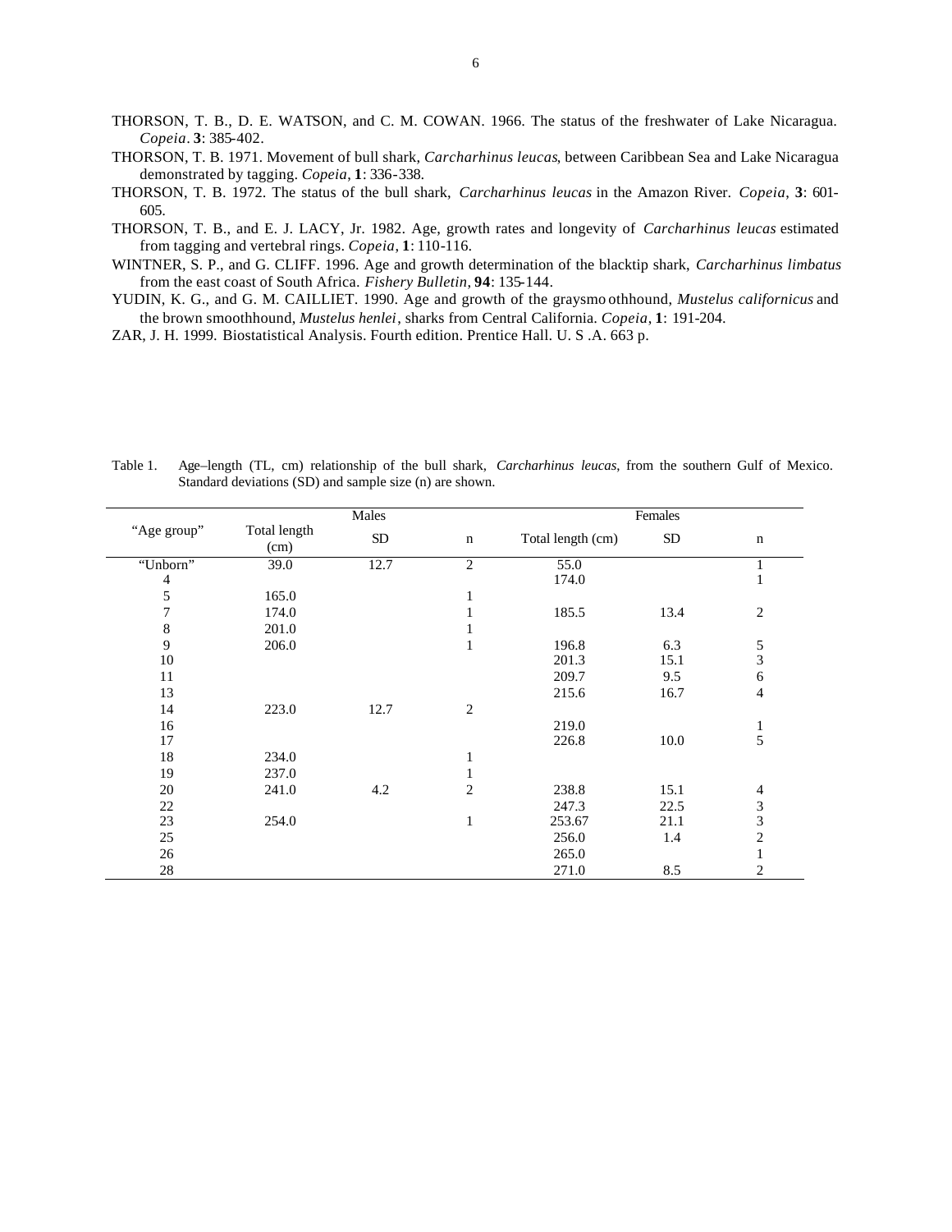THORSON, T. B., D. E. WATSON, and C. M. COWAN. 1966. The status of the freshwater of Lake Nicaragua. *Copeia*. **3**: 385-402.

THORSON, T. B. 1971. Movement of bull shark, *Carcharhinus leucas*, between Caribbean Sea and Lake Nicaragua demonstrated by tagging. *Copeia*, **1**: 336-338.

THORSON, T. B. 1972. The status of the bull shark, *Carcharhinus leucas* in the Amazon River. *Copeia*, **3**: 601-605.

THORSON, T. B., and E. J. LACY, Jr. 1982. Age, growth rates and longevity of *Carcharhinus leucas* estimated from tagging and vertebral rings. *Copeia*, **1**: 110-116.

WINTNER, S. P., and G. CLIFF. 1996. Age and growth determination of the blacktip shark, *Carcharhinus limbatus* from the east coast of South Africa. *Fishery Bulletin*, **94**: 135-144.

YUDIN, K. G., and G. M. CAILLIET. 1990. Age and growth of the graysmo othhound, *Mustelus californicus* and the brown smoothhound, *Mustelus henlei*, sharks from Central California. *Copeia*, **1**: 191-204.

ZAR, J. H. 1999. Biostatistical Analysis. Fourth edition. Prentice Hall. U. S .A. 663 p.

Table 1. Age–length (TL, cm) relationship of the bull shark, *Carcharhinus leucas*, from the southern Gulf of Mexico. Standard deviations (SD) and sample size (n) are shown.

| "Age group" | Males | | | Females | | |
|---|---|---|---|---|---|---|
| | Total length (cm) | SD | n | Total length (cm) | SD | n |
| "Unborn" | 39.0 | 12.7 | 2 | 55.0 | | 1 |
| 4 | | | | 174.0 | | 1 |
| 5 | 165.0 | | 1 | | | |
| 7 | 174.0 | | 1 | 185.5 | 13.4 | 2 |
| 8 | 201.0 | | 1 | | | |
| 9 | 206.0 | | 1 | 196.8 | 6.3 | 5 |
| 10 | | | | 201.3 | 15.1 | 3 |
| 11 | | | | 209.7 | 9.5 | 6 |
| 13 | | | | 215.6 | 16.7 | 4 |
| 14 | 223.0 | 12.7 | 2 | | | |
| 16 | | | | 219.0 | | 1 |
| 17 | | | | 226.8 | 10.0 | 5 |
| 18 | 234.0 | | 1 | | | |
| 19 | 237.0 | | 1 | | | |
| 20 | 241.0 | 4.2 | 2 | 238.8 | 15.1 | 4 |
| 22 | | | | 247.3 | 22.5 | 3 |
| 23 | 254.0 | | 1 | 253.67 | 21.1 | 3 |
| 25 | | | | 256.0 | 1.4 | 2 |
| 26 | | | | 265.0 | | 1 |
| 28 | | | | 271.0 | 8.5 | 2 |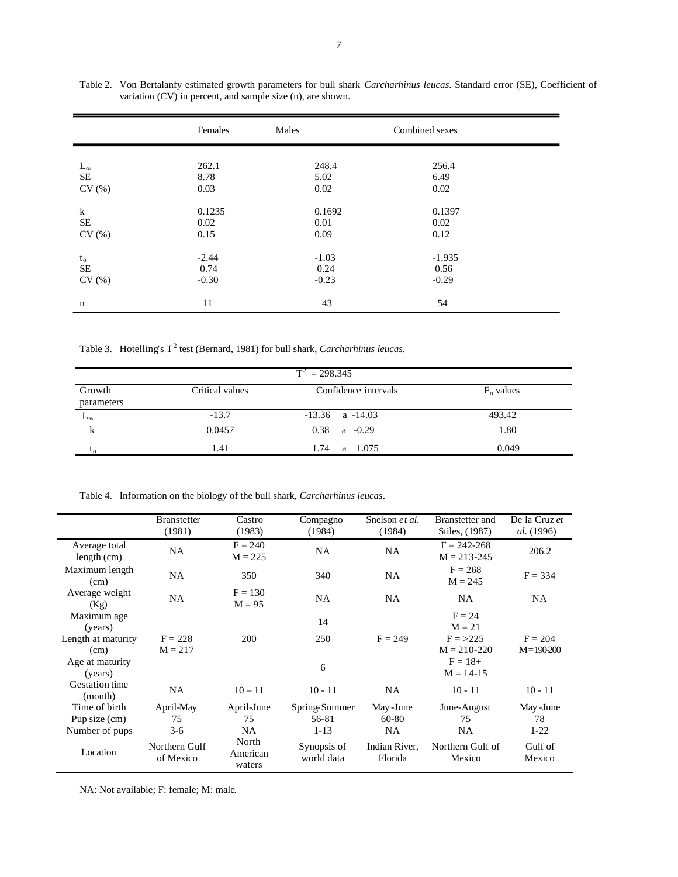Table 2. Von Bertalanfy estimated growth parameters for bull shark *Carcharhinus leucas*. Standard error (SE), Coefficient of variation (CV) in percent, and sample size (n), are shown.

| | Females | Males | Combined sexes |
|---|---|---|---|
| $L_\infty$ | 262.1 | 248.4 | 256.4 |
| SE | 8.78 | 5.02 | 6.49 |
| CV (%) | 0.03 | 0.02 | 0.02 |
| k | 0.1235 | 0.1692 | 0.1397 |
| SE | 0.02 | 0.01 | 0.02 |
| CV (%) | 0.15 | 0.09 | 0.12 |
| $t_o$ | -2.44 | -1.03 | -1.935 |
| SE | 0.74 | 0.24 | 0.56 |
| CV (%) | -0.30 | -0.23 | -0.29 |
| n | 11 | 43 | 54 |

Table 3. Hotelling's $T^2$ test (Bernard, 1981) for bull shark, *Carcharhinus leucas.*

| $T^2$ = 298.345 | | | |
|---|---|---|---|
| Growth parameters | Critical values | Confidence intervals | $F_o$ values |
| $L_\infty$ | -13.7 | -13.36 a -14.03 | 493.42 |
| k | 0.0457 | 0.38 a -0.29 | 1.80 |
| $t_o$ | 1.41 | 1.74 a 1.075 | 0.049 |

Table 4. Information on the biology of the bull shark, *Carcharhinus leucas*.

| | Branstetter (1981) | Castro (1983) | Compagno (1984) | Snelson *et al.* (1984) | Branstetter and Stiles, (1987) | De la Cruz *et al.* (1996) |
|---|---|---|---|---|---|---|
| Average total length (cm) | NA | F = 240 M = 225 | NA | NA | F = 242-268 M = 213-245 | 206.2 |
| Maximum length (cm) | NA | 350 | 340 | NA | F = 268 M = 245 | F = 334 |
| Average weight (Kg) | NA | F = 130 M = 95 | NA | NA | NA | NA |
| Maximum age (years) | | | 14 | | F = 24 M = 21 | |
| Length at maturity (cm) | F = 228 M = 217 | 200 | 250 | F = 249 | F = >225 M = 210-220 | F = 204 M=190-200 |
| Age at maturity (years) | | | 6 | | F = 18+ M = 14-15 | |
| Gestation time (month) | NA | 10 – 11 | 10 - 11 | NA | 10 - 11 | 10 - 11 |
| Time of birth | April-May | April-June | Spring-Summer | May -June | June-August | May -June |
| Pup size (cm) | 75 | 75 | 56-81 | 60-80 | 75 | 78 |
| Number of pups | 3-6 | NA | 1-13 | NA | NA | 1-22 |
| Location | Northern Gulf of Mexico | North American waters | Synopsis of world data | Indian River, Florida | Northern Gulf of Mexico | Gulf of Mexico |

NA: Not available; F: female; M: male.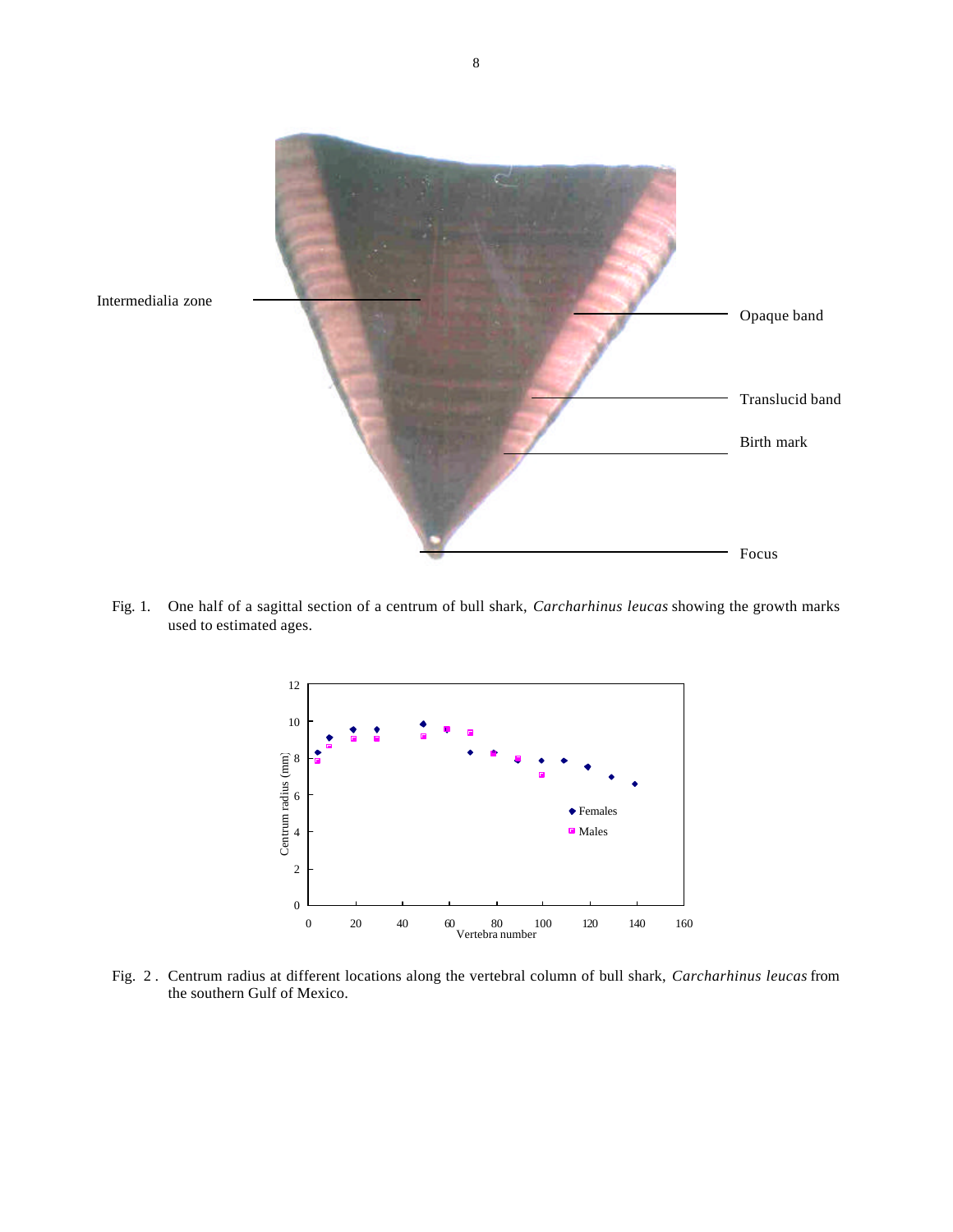Fig. 1. One half of a sagittal section of a centrum of bull shark, *Carcharhinus leucas* showing the growth marks used to estimated ages.

Fig. 2 . Centrum radius at different locations along the vertebral column of bull shark, *Carcharhinus leucas* from the southern Gulf of Mexico.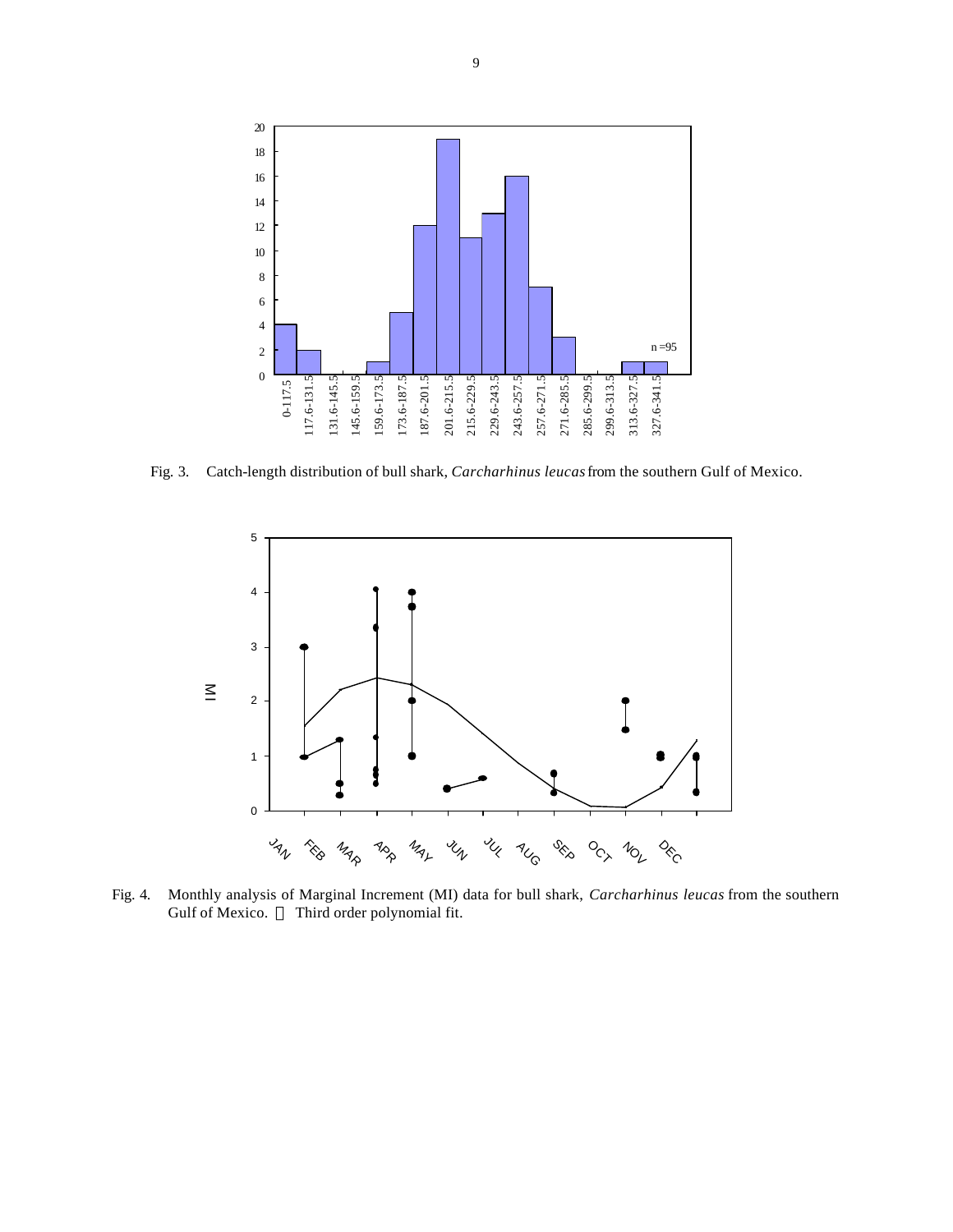Fig. 3. Catch-length distribution of bull shark, *Carcharhinus leucas* from the southern Gulf of Mexico.

Fig. 4. Monthly analysis of Marginal Increment (MI) data for bull shark, *Carcharhinus leucas* from the southern Gulf of Mexico. — Third order polynomial fit.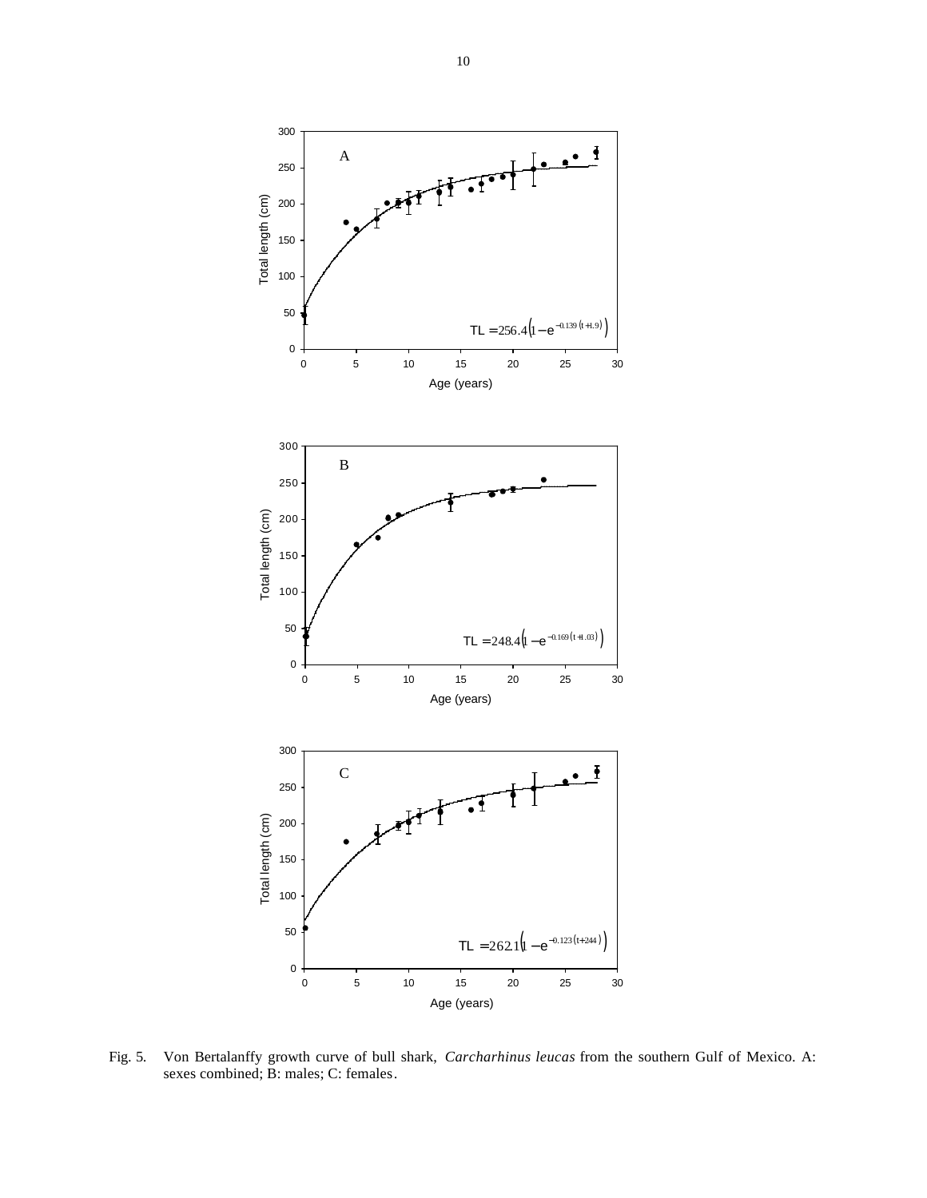A

$$TL = 256.4\left(1 - e^{-0.139(t+1.9)}\right)$$

B

$$TL = 248.4\left(1 - e^{-0.169(t+1.03)}\right)$$

C

$$TL = 262.1\left(1 - e^{-0.123(t+2.44)}\right)$$

Fig. 5. Von Bertalanffy growth curve of bull shark, *Carcharhinus leucas* from the southern Gulf of Mexico. A: sexes combined; B: males; C: females.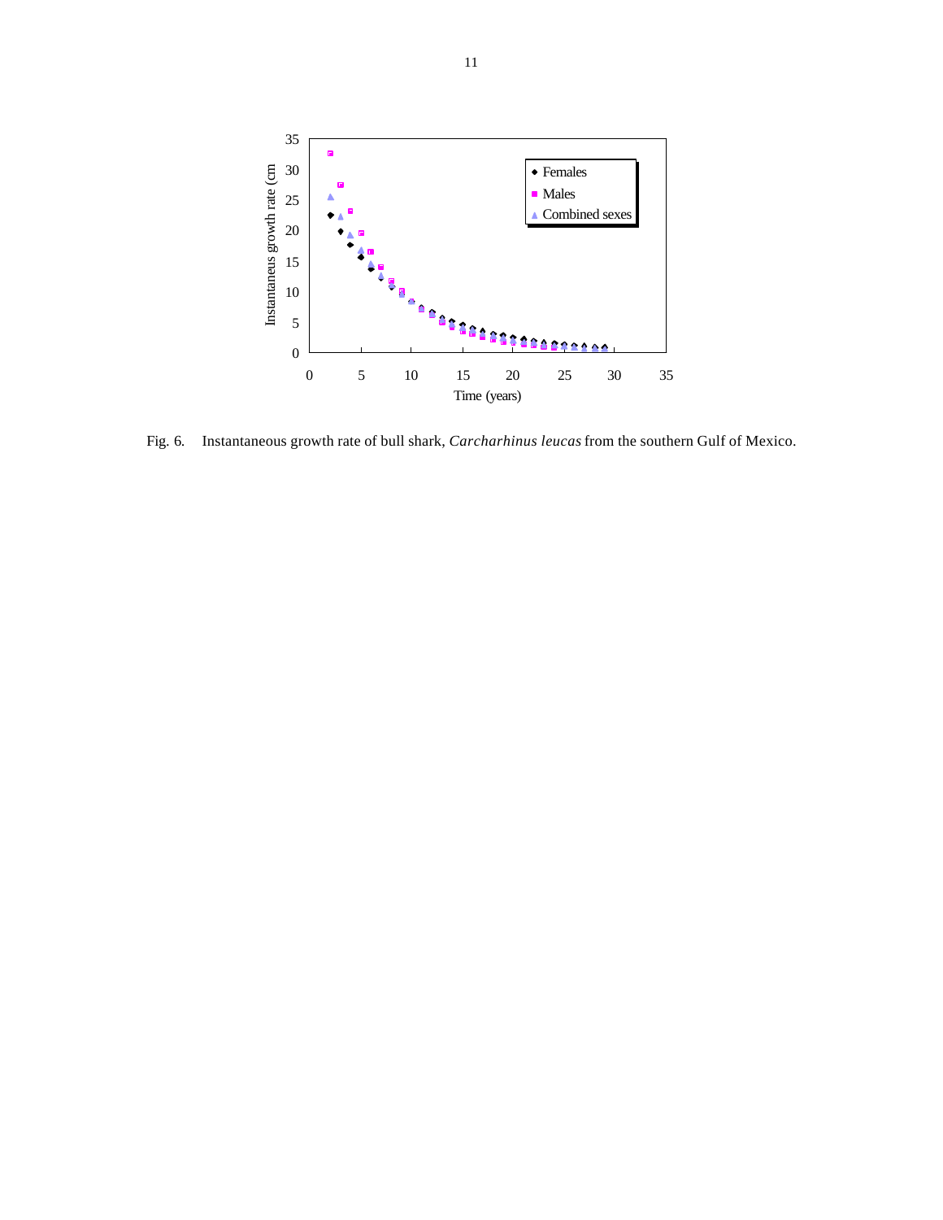Instantaneus growth rate (cm

35
30
25
20
15
10
5
0

0 5 10 15 20 25 30 35

Time (years)

Females
Males
Combined sexes

Fig. 6. Instantaneous growth rate of bull shark, *Carcharhinus leucas* from the southern Gulf of Mexico.